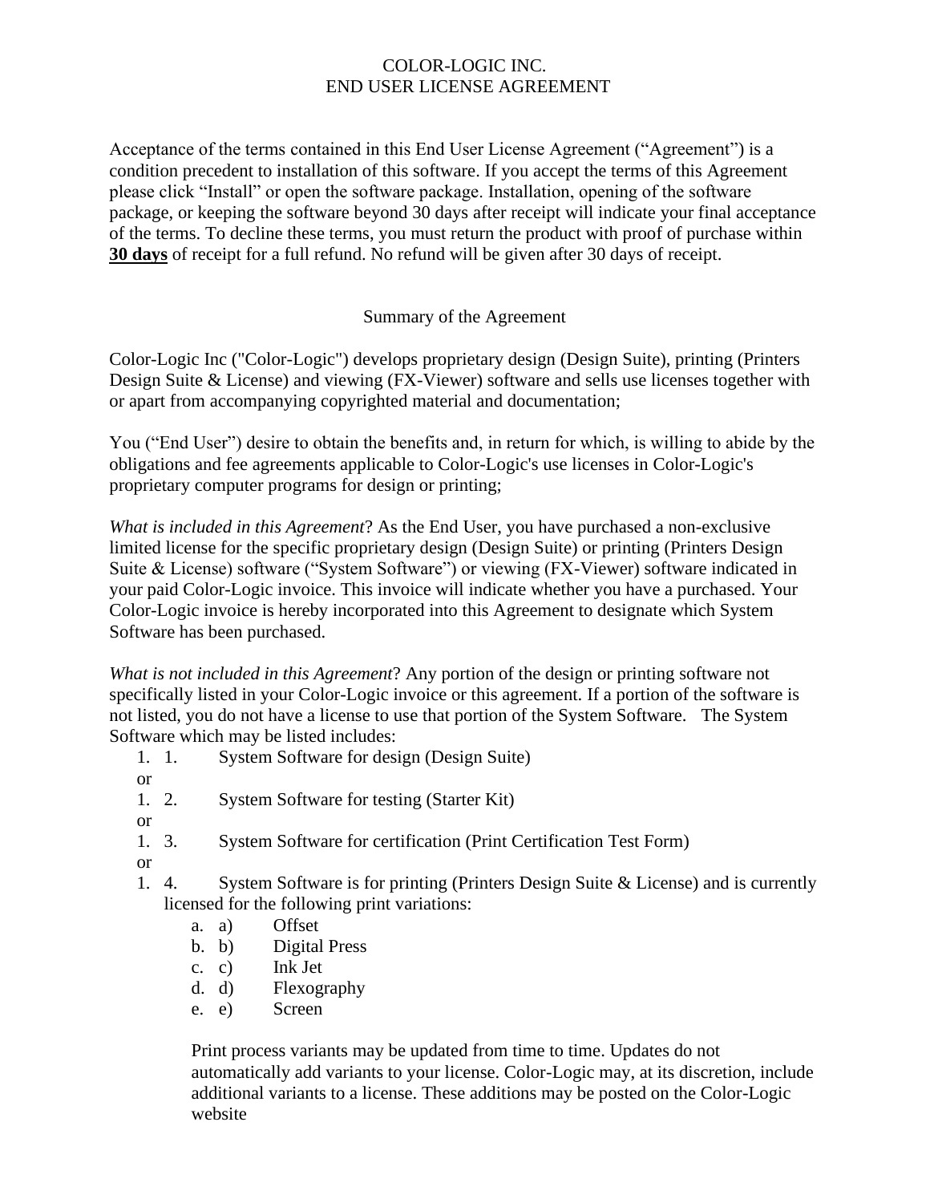COLOR-LOGIC INC.
END USER LICENSE AGREEMENT

Acceptance of the terms contained in this End User License Agreement ("Agreement") is a condition precedent to installation of this software. If you accept the terms of this Agreement please click "Install" or open the software package. Installation, opening of the software package, or keeping the software beyond 30 days after receipt will indicate your final acceptance of the terms. To decline these terms, you must return the product with proof of purchase within **30 days** of receipt for a full refund. No refund will be given after 30 days of receipt.

Summary of the Agreement

Color-Logic Inc ("Color-Logic") develops proprietary design (Design Suite), printing (Printers Design Suite & License) and viewing (FX-Viewer) software and sells use licenses together with or apart from accompanying copyrighted material and documentation;

You ("End User") desire to obtain the benefits and, in return for which, is willing to abide by the obligations and fee agreements applicable to Color-Logic's use licenses in Color-Logic's proprietary computer programs for design or printing;

*What is included in this Agreement*? As the End User, you have purchased a non-exclusive limited license for the specific proprietary design (Design Suite) or printing (Printers Design Suite & License) software ("System Software") or viewing (FX-Viewer) software indicated in your paid Color-Logic invoice. This invoice will indicate whether you have a purchased. Your Color-Logic invoice is hereby incorporated into this Agreement to designate which System Software has been purchased.

*What is not included in this Agreement*? Any portion of the design or printing software not specifically listed in your Color-Logic invoice or this agreement. If a portion of the software is not listed, you do not have a license to use that portion of the System Software. The System Software which may be listed includes:

1. 1. System Software for design (Design Suite)

or

1. 2. System Software for testing (Starter Kit)

or

1. 3. System Software for certification (Print Certification Test Form)

or

1. 4. System Software is for printing (Printers Design Suite & License) and is currently licensed for the following print variations:
   a. a) Offset
   b. b) Digital Press
   c. c) Ink Jet
   d. d) Flexography
   e. e) Screen

   Print process variants may be updated from time to time. Updates do not automatically add variants to your license. Color-Logic may, at its discretion, include additional variants to a license. These additions may be posted on the Color-Logic website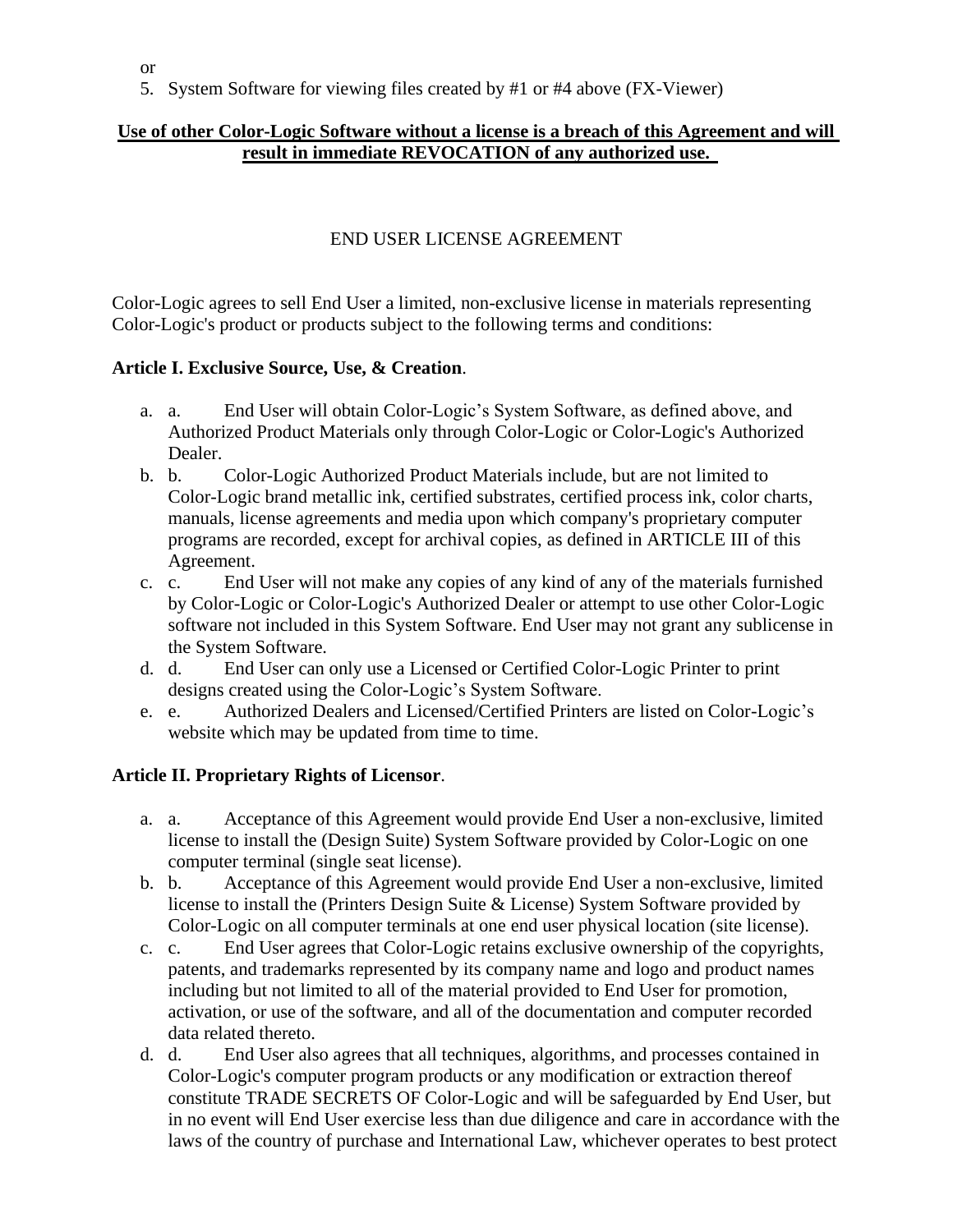or

5. System Software for viewing files created by #1 or #4 above (FX-Viewer)

**Use of other Color-Logic Software without a license is a breach of this Agreement and will result in immediate REVOCATION of any authorized use.**

END USER LICENSE AGREEMENT

Color-Logic agrees to sell End User a limited, non-exclusive license in materials representing Color-Logic's product or products subject to the following terms and conditions:

**Article I. Exclusive Source, Use, & Creation**.

a. a. End User will obtain Color-Logic's System Software, as defined above, and Authorized Product Materials only through Color-Logic or Color-Logic's Authorized Dealer.
b. b. Color-Logic Authorized Product Materials include, but are not limited to Color-Logic brand metallic ink, certified substrates, certified process ink, color charts, manuals, license agreements and media upon which company's proprietary computer programs are recorded, except for archival copies, as defined in ARTICLE III of this Agreement.
c. c. End User will not make any copies of any kind of any of the materials furnished by Color-Logic or Color-Logic's Authorized Dealer or attempt to use other Color-Logic software not included in this System Software. End User may not grant any sublicense in the System Software.
d. d. End User can only use a Licensed or Certified Color-Logic Printer to print designs created using the Color-Logic's System Software.
e. e. Authorized Dealers and Licensed/Certified Printers are listed on Color-Logic's website which may be updated from time to time.

**Article II. Proprietary Rights of Licensor**.

a. a. Acceptance of this Agreement would provide End User a non-exclusive, limited license to install the (Design Suite) System Software provided by Color-Logic on one computer terminal (single seat license).
b. b. Acceptance of this Agreement would provide End User a non-exclusive, limited license to install the (Printers Design Suite & License) System Software provided by Color-Logic on all computer terminals at one end user physical location (site license).
c. c. End User agrees that Color-Logic retains exclusive ownership of the copyrights, patents, and trademarks represented by its company name and logo and product names including but not limited to all of the material provided to End User for promotion, activation, or use of the software, and all of the documentation and computer recorded data related thereto.
d. d. End User also agrees that all techniques, algorithms, and processes contained in Color-Logic's computer program products or any modification or extraction thereof constitute TRADE SECRETS OF Color-Logic and will be safeguarded by End User, but in no event will End User exercise less than due diligence and care in accordance with the laws of the country of purchase and International Law, whichever operates to best protect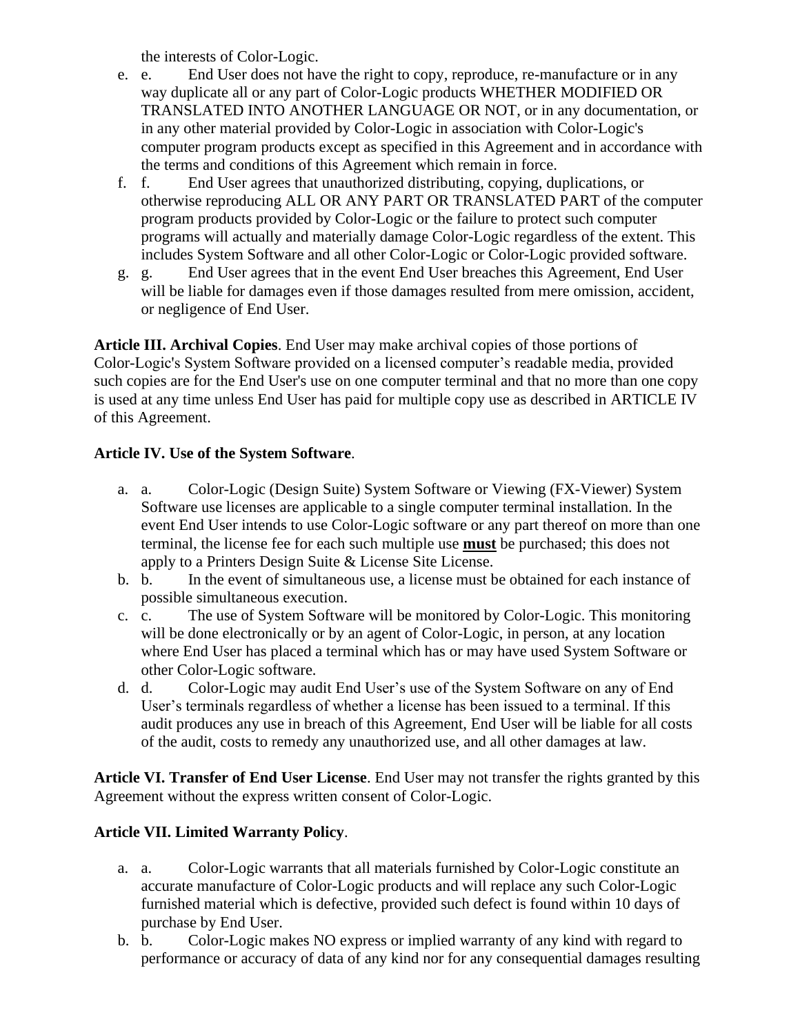the interests of Color-Logic.

e. e. End User does not have the right to copy, reproduce, re-manufacture or in any way duplicate all or any part of Color-Logic products WHETHER MODIFIED OR TRANSLATED INTO ANOTHER LANGUAGE OR NOT, or in any documentation, or in any other material provided by Color-Logic in association with Color-Logic's computer program products except as specified in this Agreement and in accordance with the terms and conditions of this Agreement which remain in force.
f. f. End User agrees that unauthorized distributing, copying, duplications, or otherwise reproducing ALL OR ANY PART OR TRANSLATED PART of the computer program products provided by Color-Logic or the failure to protect such computer programs will actually and materially damage Color-Logic regardless of the extent. This includes System Software and all other Color-Logic or Color-Logic provided software.
g. g. End User agrees that in the event End User breaches this Agreement, End User will be liable for damages even if those damages resulted from mere omission, accident, or negligence of End User.

**Article III. Archival Copies**. End User may make archival copies of those portions of Color-Logic's System Software provided on a licensed computer's readable media, provided such copies are for the End User's use on one computer terminal and that no more than one copy is used at any time unless End User has paid for multiple copy use as described in ARTICLE IV of this Agreement.

**Article IV. Use of the System Software**.

a. a. Color-Logic (Design Suite) System Software or Viewing (FX-Viewer) System Software use licenses are applicable to a single computer terminal installation. In the event End User intends to use Color-Logic software or any part thereof on more than one terminal, the license fee for each such multiple use **must** be purchased; this does not apply to a Printers Design Suite & License Site License.
b. b. In the event of simultaneous use, a license must be obtained for each instance of possible simultaneous execution.
c. c. The use of System Software will be monitored by Color-Logic. This monitoring will be done electronically or by an agent of Color-Logic, in person, at any location where End User has placed a terminal which has or may have used System Software or other Color-Logic software.
d. d. Color-Logic may audit End User's use of the System Software on any of End User's terminals regardless of whether a license has been issued to a terminal. If this audit produces any use in breach of this Agreement, End User will be liable for all costs of the audit, costs to remedy any unauthorized use, and all other damages at law.

**Article VI. Transfer of End User License**. End User may not transfer the rights granted by this Agreement without the express written consent of Color-Logic.

**Article VII. Limited Warranty Policy**.

a. a. Color-Logic warrants that all materials furnished by Color-Logic constitute an accurate manufacture of Color-Logic products and will replace any such Color-Logic furnished material which is defective, provided such defect is found within 10 days of purchase by End User.
b. b. Color-Logic makes NO express or implied warranty of any kind with regard to performance or accuracy of data of any kind nor for any consequential damages resulting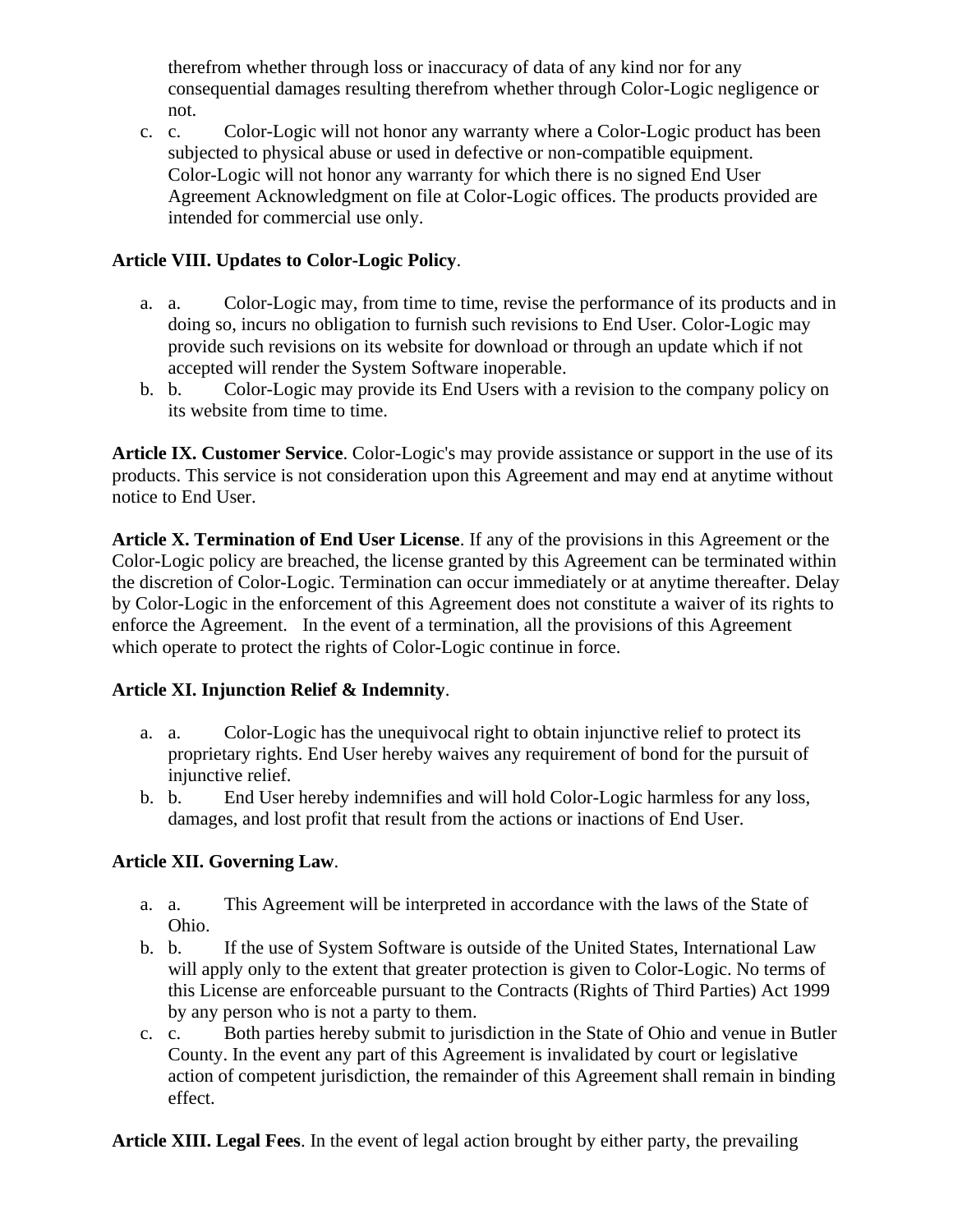therefrom whether through loss or inaccuracy of data of any kind nor for any consequential damages resulting therefrom whether through Color-Logic negligence or not.

c. c. Color-Logic will not honor any warranty where a Color-Logic product has been subjected to physical abuse or used in defective or non-compatible equipment. Color-Logic will not honor any warranty for which there is no signed End User Agreement Acknowledgment on file at Color-Logic offices. The products provided are intended for commercial use only.

**Article VIII. Updates to Color-Logic Policy**.

a. a. Color-Logic may, from time to time, revise the performance of its products and in doing so, incurs no obligation to furnish such revisions to End User. Color-Logic may provide such revisions on its website for download or through an update which if not accepted will render the System Software inoperable.
b. b. Color-Logic may provide its End Users with a revision to the company policy on its website from time to time.

**Article IX. Customer Service**. Color-Logic's may provide assistance or support in the use of its products. This service is not consideration upon this Agreement and may end at anytime without notice to End User.

**Article X. Termination of End User License**. If any of the provisions in this Agreement or the Color-Logic policy are breached, the license granted by this Agreement can be terminated within the discretion of Color-Logic. Termination can occur immediately or at anytime thereafter. Delay by Color-Logic in the enforcement of this Agreement does not constitute a waiver of its rights to enforce the Agreement. In the event of a termination, all the provisions of this Agreement which operate to protect the rights of Color-Logic continue in force.

**Article XI. Injunction Relief & Indemnity**.

a. a. Color-Logic has the unequivocal right to obtain injunctive relief to protect its proprietary rights. End User hereby waives any requirement of bond for the pursuit of injunctive relief.
b. b. End User hereby indemnifies and will hold Color-Logic harmless for any loss, damages, and lost profit that result from the actions or inactions of End User.

**Article XII. Governing Law**.

a. a. This Agreement will be interpreted in accordance with the laws of the State of Ohio.
b. b. If the use of System Software is outside of the United States, International Law will apply only to the extent that greater protection is given to Color-Logic. No terms of this License are enforceable pursuant to the Contracts (Rights of Third Parties) Act 1999 by any person who is not a party to them.
c. c. Both parties hereby submit to jurisdiction in the State of Ohio and venue in Butler County. In the event any part of this Agreement is invalidated by court or legislative action of competent jurisdiction, the remainder of this Agreement shall remain in binding effect.

**Article XIII. Legal Fees**. In the event of legal action brought by either party, the prevailing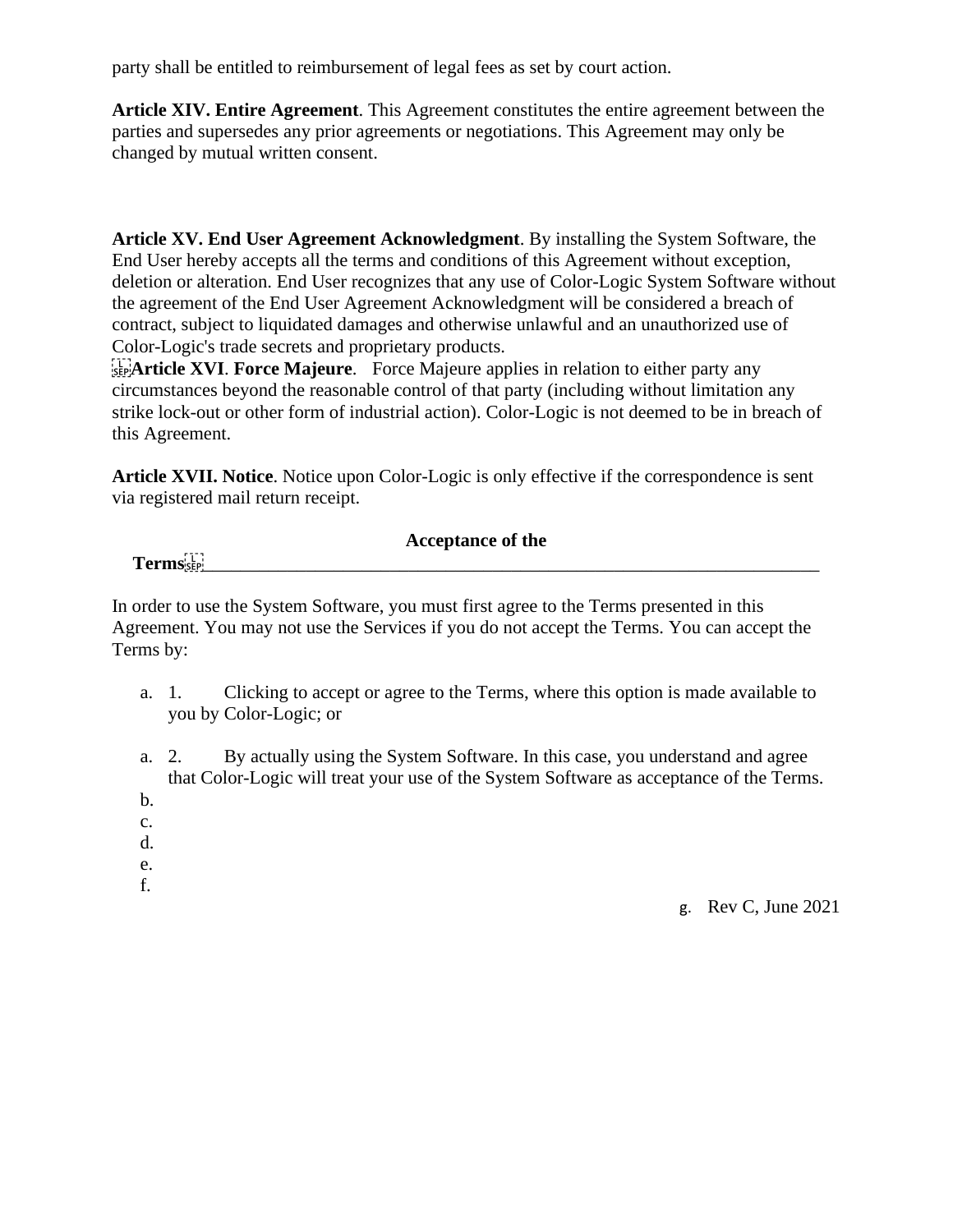party shall be entitled to reimbursement of legal fees as set by court action.

**Article XIV. Entire Agreement**. This Agreement constitutes the entire agreement between the parties and supersedes any prior agreements or negotiations. This Agreement may only be changed by mutual written consent.

**Article XV. End User Agreement Acknowledgment**. By installing the System Software, the End User hereby accepts all the terms and conditions of this Agreement without exception, deletion or alteration. End User recognizes that any use of Color-Logic System Software without the agreement of the End User Agreement Acknowledgment will be considered a breach of contract, subject to liquidated damages and otherwise unlawful and an unauthorized use of Color-Logic's trade secrets and proprietary products.

**Article XVI**. **Force Majeure**. Force Majeure applies in relation to either party any circumstances beyond the reasonable control of that party (including without limitation any strike lock-out or other form of industrial action). Color-Logic is not deemed to be in breach of this Agreement.

**Article XVII. Notice**. Notice upon Color-Logic is only effective if the correspondence is sent via registered mail return receipt.

**Acceptance of the Terms**

In order to use the System Software, you must first agree to the Terms presented in this Agreement. You may not use the Services if you do not accept the Terms. You can accept the Terms by:

a. 1. Clicking to accept or agree to the Terms, where this option is made available to you by Color-Logic; or

a. 2. By actually using the System Software. In this case, you understand and agree that Color-Logic will treat your use of the System Software as acceptance of the Terms.

b.
c.
d.
e.
f.

g. Rev C, June 2021